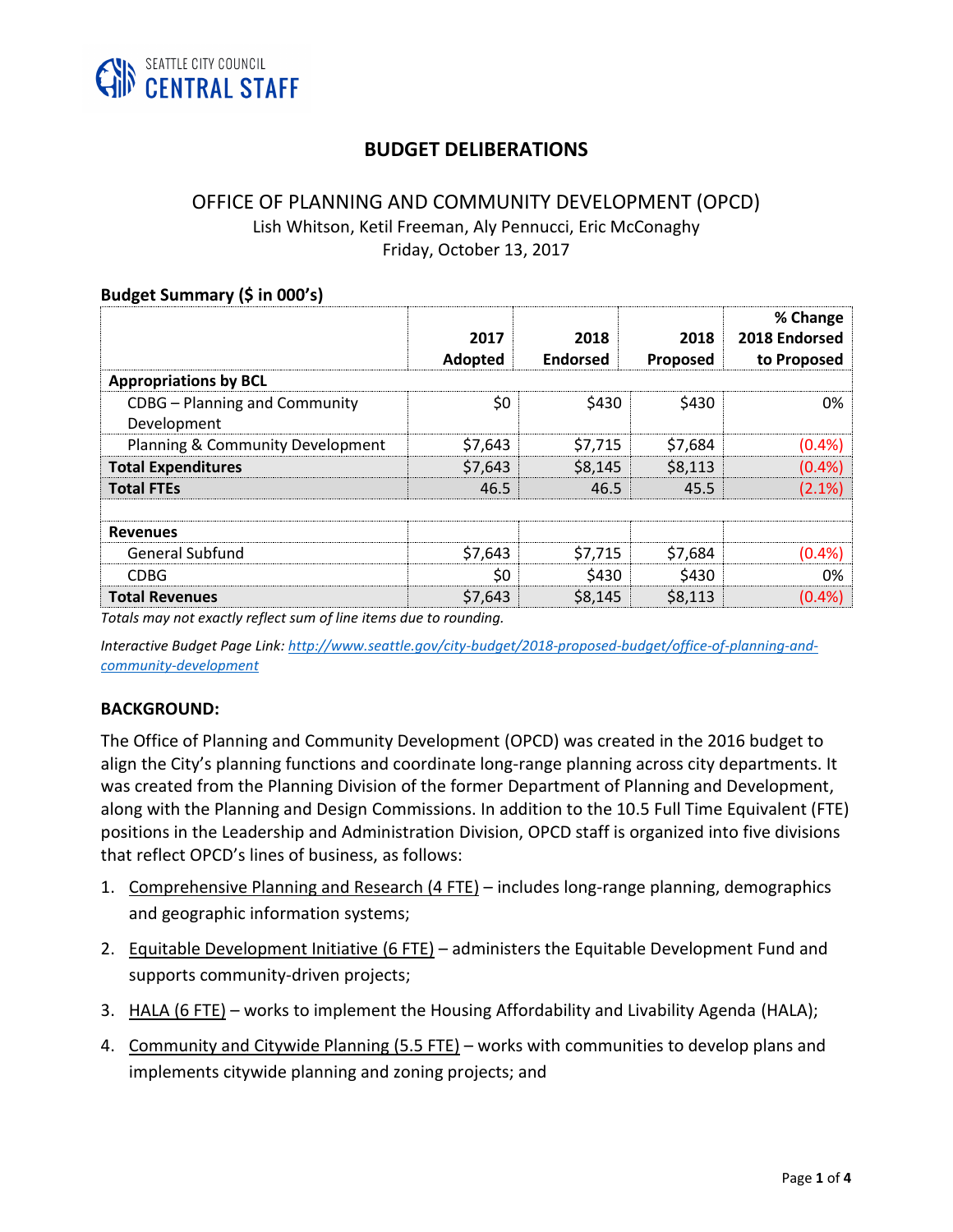SEATTLE CITY COUNCIL
CENTRAL STAFF

# BUDGET DELIBERATIONS

## OFFICE OF PLANNING AND COMMUNITY DEVELOPMENT (OPCD)

Lish Whitson, Ketil Freeman, Aly Pennucci, Eric McConaghy
Friday, October 13, 2017

**Budget Summary ($ in 000's)**

| | 2017 Adopted | 2018 Endorsed | 2018 Proposed | % Change 2018 Endorsed to Proposed |
|---|---|---|---|---|
| **Appropriations by BCL** | | | | |
| CDBG – Planning and Community Development | $0 | $430 | $430 | 0% |
| Planning & Community Development | $7,643 | $7,715 | $7,684 | (0.4%) |
| **Total Expenditures** | $7,643 | $8,145 | $8,113 | (0.4%) |
| **Total FTEs** | 46.5 | 46.5 | 45.5 | (2.1%) |
| | | | | |
| **Revenues** | | | | |
| General Subfund | $7,643 | $7,715 | $7,684 | (0.4%) |
| CDBG | $0 | $430 | $430 | 0% |
| **Total Revenues** | $7,643 | $8,145 | $8,113 | (0.4%) |

*Totals may not exactly reflect sum of line items due to rounding.*

*Interactive Budget Page Link: http://www.seattle.gov/city-budget/2018-proposed-budget/office-of-planning-and-community-development*

**BACKGROUND:**

The Office of Planning and Community Development (OPCD) was created in the 2016 budget to align the City's planning functions and coordinate long-range planning across city departments. It was created from the Planning Division of the former Department of Planning and Development, along with the Planning and Design Commissions. In addition to the 10.5 Full Time Equivalent (FTE) positions in the Leadership and Administration Division, OPCD staff is organized into five divisions that reflect OPCD's lines of business, as follows:

1. Comprehensive Planning and Research (4 FTE) – includes long-range planning, demographics and geographic information systems;
2. Equitable Development Initiative (6 FTE) – administers the Equitable Development Fund and supports community-driven projects;
3. HALA (6 FTE) – works to implement the Housing Affordability and Livability Agenda (HALA);
4. Community and Citywide Planning (5.5 FTE) – works with communities to develop plans and implements citywide planning and zoning projects; and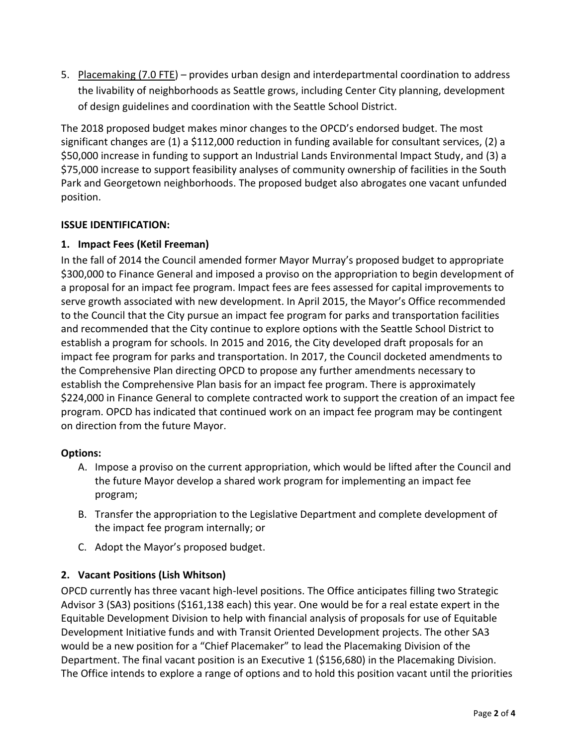5. Placemaking (7.0 FTE) – provides urban design and interdepartmental coordination to address the livability of neighborhoods as Seattle grows, including Center City planning, development of design guidelines and coordination with the Seattle School District.

The 2018 proposed budget makes minor changes to the OPCD's endorsed budget. The most significant changes are (1) a $112,000 reduction in funding available for consultant services, (2) a $50,000 increase in funding to support an Industrial Lands Environmental Impact Study, and (3) a $75,000 increase to support feasibility analyses of community ownership of facilities in the South Park and Georgetown neighborhoods. The proposed budget also abrogates one vacant unfunded position.

**ISSUE IDENTIFICATION:**

**1. Impact Fees (Ketil Freeman)**

In the fall of 2014 the Council amended former Mayor Murray's proposed budget to appropriate $300,000 to Finance General and imposed a proviso on the appropriation to begin development of a proposal for an impact fee program. Impact fees are fees assessed for capital improvements to serve growth associated with new development. In April 2015, the Mayor's Office recommended to the Council that the City pursue an impact fee program for parks and transportation facilities and recommended that the City continue to explore options with the Seattle School District to establish a program for schools. In 2015 and 2016, the City developed draft proposals for an impact fee program for parks and transportation. In 2017, the Council docketed amendments to the Comprehensive Plan directing OPCD to propose any further amendments necessary to establish the Comprehensive Plan basis for an impact fee program. There is approximately $224,000 in Finance General to complete contracted work to support the creation of an impact fee program. OPCD has indicated that continued work on an impact fee program may be contingent on direction from the future Mayor.

**Options:**

A. Impose a proviso on the current appropriation, which would be lifted after the Council and the future Mayor develop a shared work program for implementing an impact fee program;

B. Transfer the appropriation to the Legislative Department and complete development of the impact fee program internally; or

C. Adopt the Mayor's proposed budget.

**2. Vacant Positions (Lish Whitson)**

OPCD currently has three vacant high-level positions. The Office anticipates filling two Strategic Advisor 3 (SA3) positions ($161,138 each) this year. One would be for a real estate expert in the Equitable Development Division to help with financial analysis of proposals for use of Equitable Development Initiative funds and with Transit Oriented Development projects. The other SA3 would be a new position for a "Chief Placemaker" to lead the Placemaking Division of the Department. The final vacant position is an Executive 1 ($156,680) in the Placemaking Division. The Office intends to explore a range of options and to hold this position vacant until the priorities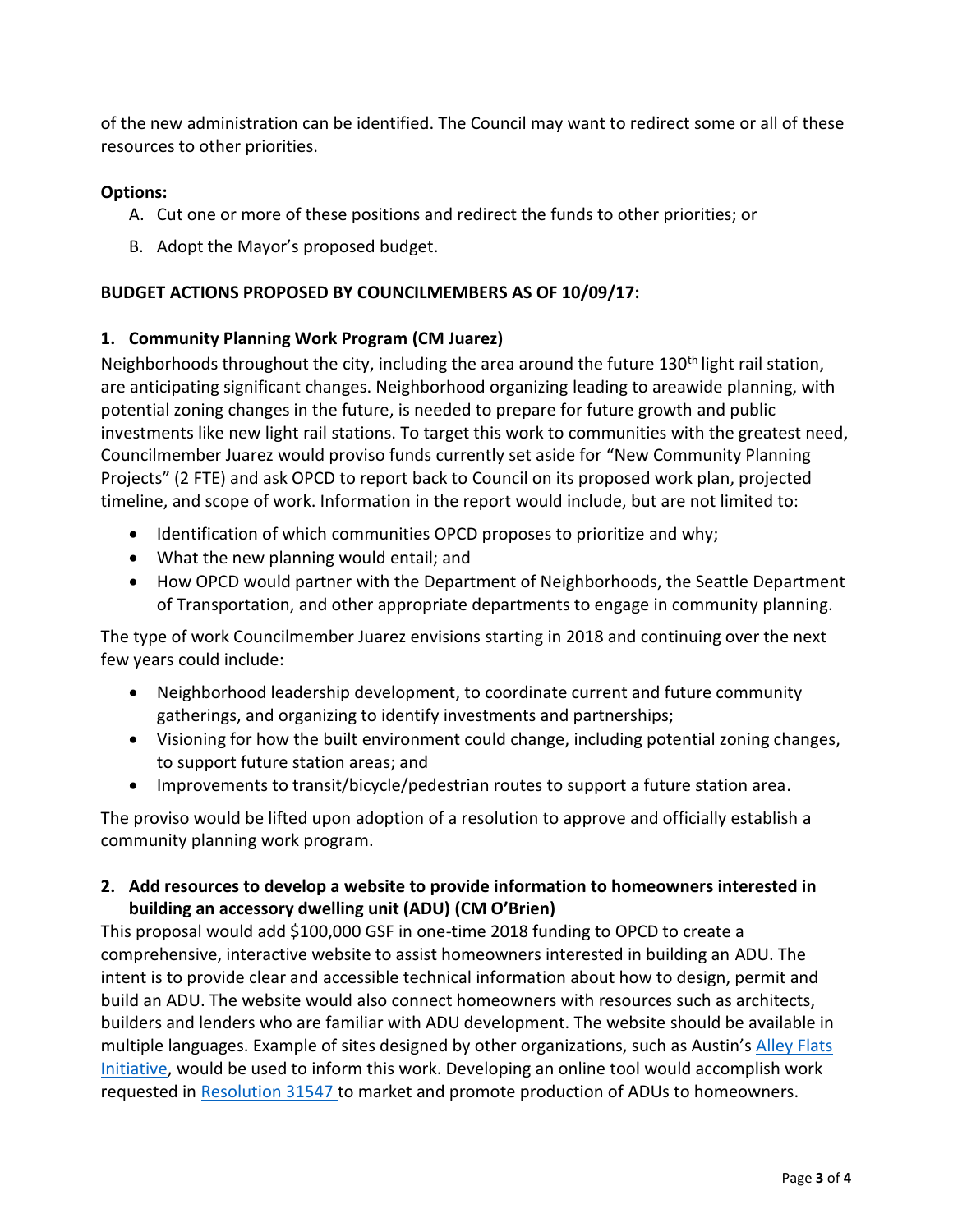of the new administration can be identified. The Council may want to redirect some or all of these resources to other priorities.

**Options:**

A. Cut one or more of these positions and redirect the funds to other priorities; or

B. Adopt the Mayor's proposed budget.

**BUDGET ACTIONS PROPOSED BY COUNCILMEMBERS AS OF 10/09/17:**

**1. Community Planning Work Program (CM Juarez)**

Neighborhoods throughout the city, including the area around the future 130th light rail station, are anticipating significant changes. Neighborhood organizing leading to areawide planning, with potential zoning changes in the future, is needed to prepare for future growth and public investments like new light rail stations. To target this work to communities with the greatest need, Councilmember Juarez would proviso funds currently set aside for "New Community Planning Projects" (2 FTE) and ask OPCD to report back to Council on its proposed work plan, projected timeline, and scope of work. Information in the report would include, but are not limited to:

- Identification of which communities OPCD proposes to prioritize and why;
- What the new planning would entail; and
- How OPCD would partner with the Department of Neighborhoods, the Seattle Department of Transportation, and other appropriate departments to engage in community planning.

The type of work Councilmember Juarez envisions starting in 2018 and continuing over the next few years could include:

- Neighborhood leadership development, to coordinate current and future community gatherings, and organizing to identify investments and partnerships;
- Visioning for how the built environment could change, including potential zoning changes, to support future station areas; and
- Improvements to transit/bicycle/pedestrian routes to support a future station area.

The proviso would be lifted upon adoption of a resolution to approve and officially establish a community planning work program.

**2. Add resources to develop a website to provide information to homeowners interested in building an accessory dwelling unit (ADU) (CM O'Brien)**

This proposal would add $100,000 GSF in one-time 2018 funding to OPCD to create a comprehensive, interactive website to assist homeowners interested in building an ADU. The intent is to provide clear and accessible technical information about how to design, permit and build an ADU. The website would also connect homeowners with resources such as architects, builders and lenders who are familiar with ADU development. The website should be available in multiple languages. Example of sites designed by other organizations, such as Austin's Alley Flats Initiative, would be used to inform this work. Developing an online tool would accomplish work requested in Resolution 31547 to market and promote production of ADUs to homeowners.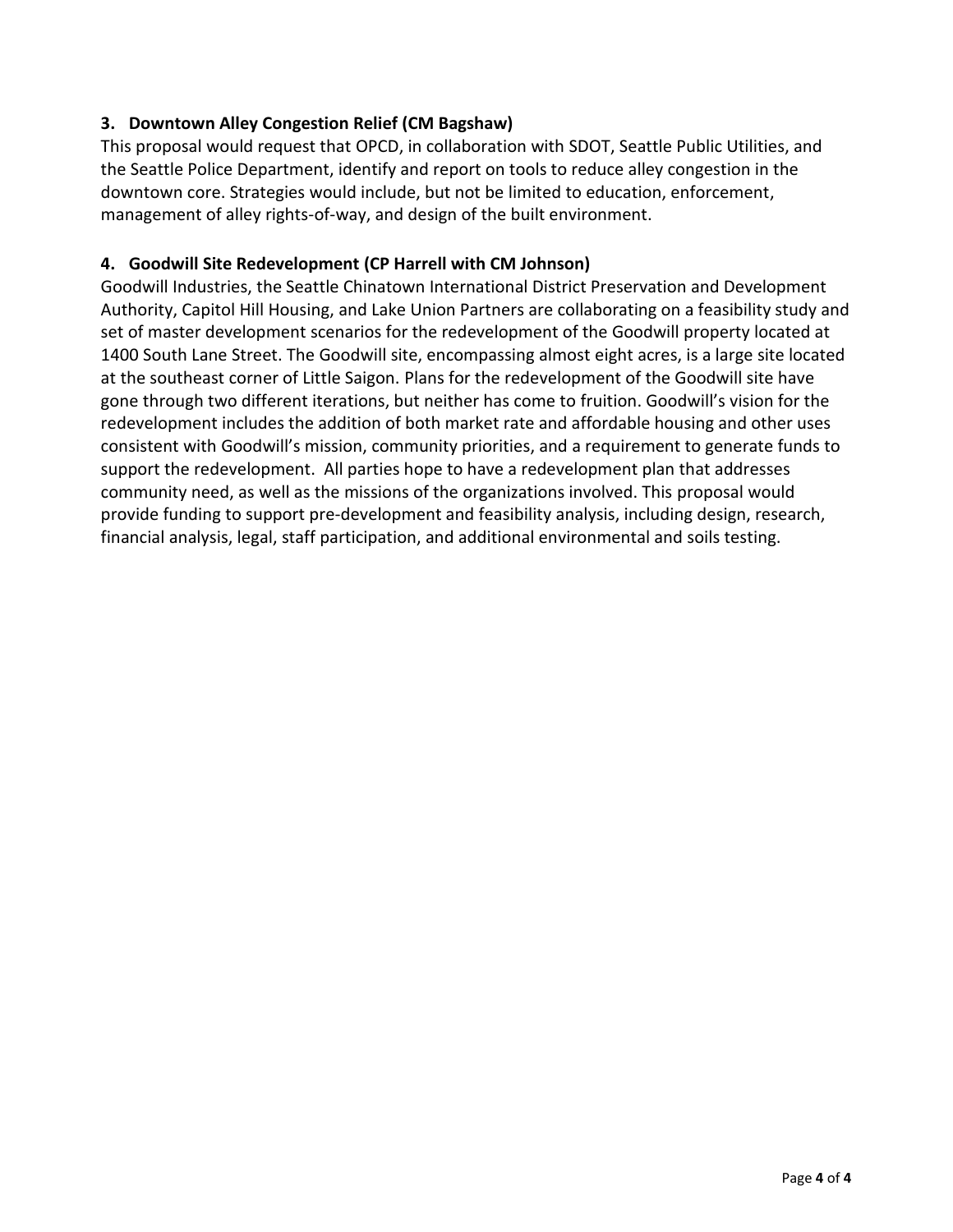### 3. Downtown Alley Congestion Relief (CM Bagshaw)

This proposal would request that OPCD, in collaboration with SDOT, Seattle Public Utilities, and the Seattle Police Department, identify and report on tools to reduce alley congestion in the downtown core. Strategies would include, but not be limited to education, enforcement, management of alley rights-of-way, and design of the built environment.

### 4. Goodwill Site Redevelopment (CP Harrell with CM Johnson)

Goodwill Industries, the Seattle Chinatown International District Preservation and Development Authority, Capitol Hill Housing, and Lake Union Partners are collaborating on a feasibility study and set of master development scenarios for the redevelopment of the Goodwill property located at 1400 South Lane Street. The Goodwill site, encompassing almost eight acres, is a large site located at the southeast corner of Little Saigon. Plans for the redevelopment of the Goodwill site have gone through two different iterations, but neither has come to fruition. Goodwill's vision for the redevelopment includes the addition of both market rate and affordable housing and other uses consistent with Goodwill's mission, community priorities, and a requirement to generate funds to support the redevelopment. All parties hope to have a redevelopment plan that addresses community need, as well as the missions of the organizations involved. This proposal would provide funding to support pre-development and feasibility analysis, including design, research, financial analysis, legal, staff participation, and additional environmental and soils testing.